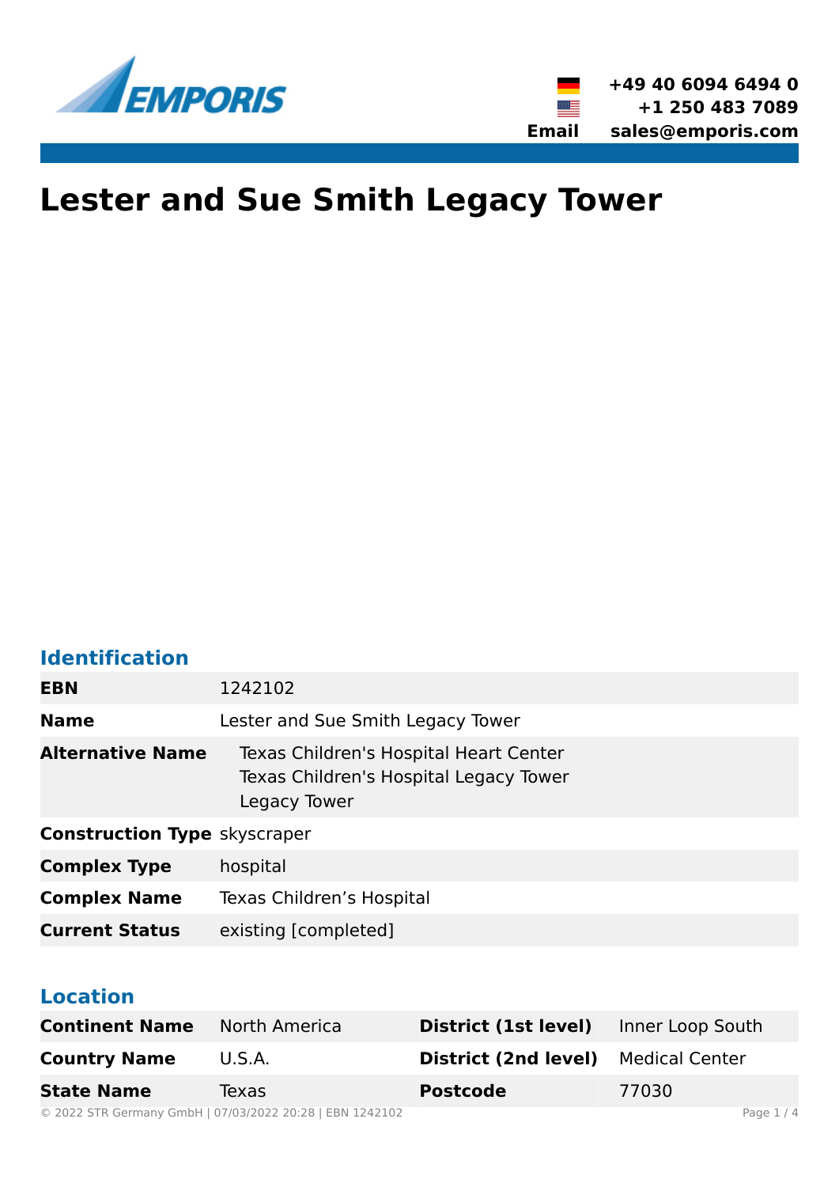+49 40 6094 6494 0
+1 250 483 7089
**Email** sales@emporis.com

# Lester and Sue Smith Legacy Tower

## Identification

| | |
|---|---|
| **EBN** | 1242102 |
| **Name** | Lester and Sue Smith Legacy Tower |
| **Alternative Name** | Texas Children's Hospital Heart Center<br>Texas Children's Hospital Legacy Tower<br>Legacy Tower |
| **Construction Type** | skyscraper |
| **Complex Type** | hospital |
| **Complex Name** | Texas Children’s Hospital |
| **Current Status** | existing [completed] |

## Location

| | | | |
|---|---|---|---|
| **Continent Name** | North America | **District (1st level)** | Inner Loop South |
| **Country Name** | U.S.A. | **District (2nd level)** | Medical Center |
| **State Name** | Texas | **Postcode** | 77030 |

© 2022 STR Germany GmbH | 07/03/2022 20:28 | EBN 1242102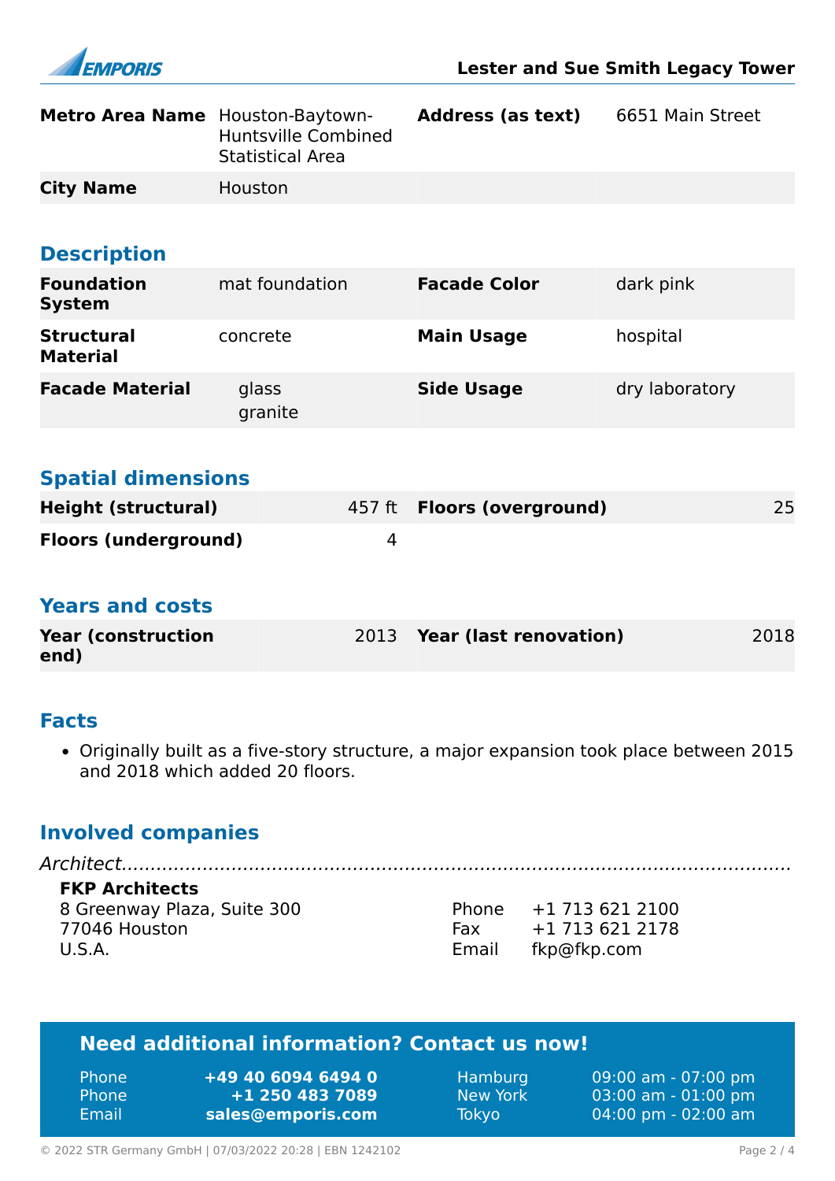| | | | |
|---|---|---|---|
| **Metro Area Name** | Houston-Baytown-Huntsville Combined Statistical Area | **Address (as text)** | 6651 Main Street |
| **City Name** | Houston | | |

## Description

| | | | |
|---|---|---|---|
| **Foundation System** | mat foundation | **Facade Color** | dark pink |
| **Structural Material** | concrete | **Main Usage** | hospital |
| **Facade Material** | glass<br>granite | **Side Usage** | dry laboratory |

## Spatial dimensions

| | | | |
|---|---|---|---|
| **Height (structural)** | 457 ft | **Floors (overground)** | 25 |
| **Floors (underground)** | 4 | | |

## Years and costs

| | | | |
|---|---|---|---|
| **Year (construction end)** | 2013 | **Year (last renovation)** | 2018 |

## Facts

- Originally built as a five-story structure, a major expansion took place between 2015 and 2018 which added 20 floors.

## Involved companies

*Architect*

**FKP Architects**
8 Greenway Plaza, Suite 300
77046 Houston
U.S.A.

Phone +1 713 621 2100
Fax +1 713 621 2178
Email fkp@fkp.com

## Need additional information? Contact us now!

| | | | |
|---|---|---|---|
| Phone | **+49 40 6094 6494 0** | Hamburg | 09:00 am - 07:00 pm |
| Phone | **+1 250 483 7089** | New York | 03:00 am - 01:00 pm |
| Email | **sales@emporis.com** | Tokyo | 04:00 pm - 02:00 am |

© 2022 STR Germany GmbH | 07/03/2022 20:28 | EBN 1242102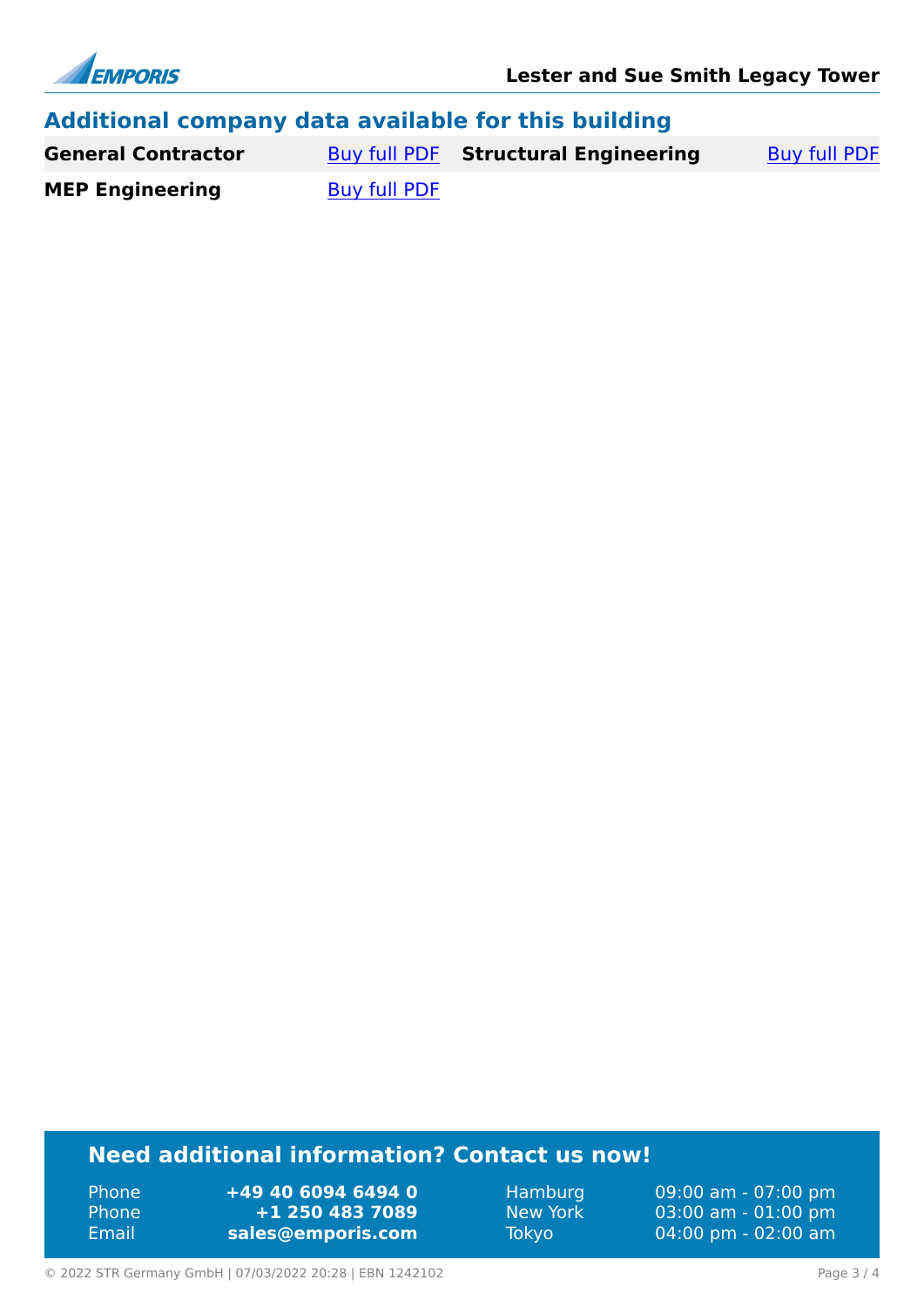## Additional company data available for this building

| | | | |
|---|---|---|---|
| **General Contractor** | Buy full PDF | **Structural Engineering** | Buy full PDF |
| **MEP Engineering** | Buy full PDF | | |

### Need additional information? Contact us now!

| | | | |
|---|---|---|---|
| Phone | **+49 40 6094 6494 0** | Hamburg | 09:00 am - 07:00 pm |
| Phone | **+1 250 483 7089** | New York | 03:00 am - 01:00 pm |
| Email | **sales@emporis.com** | Tokyo | 04:00 pm - 02:00 am |

© 2022 STR Germany GmbH | 07/03/2022 20:28 | EBN 1242102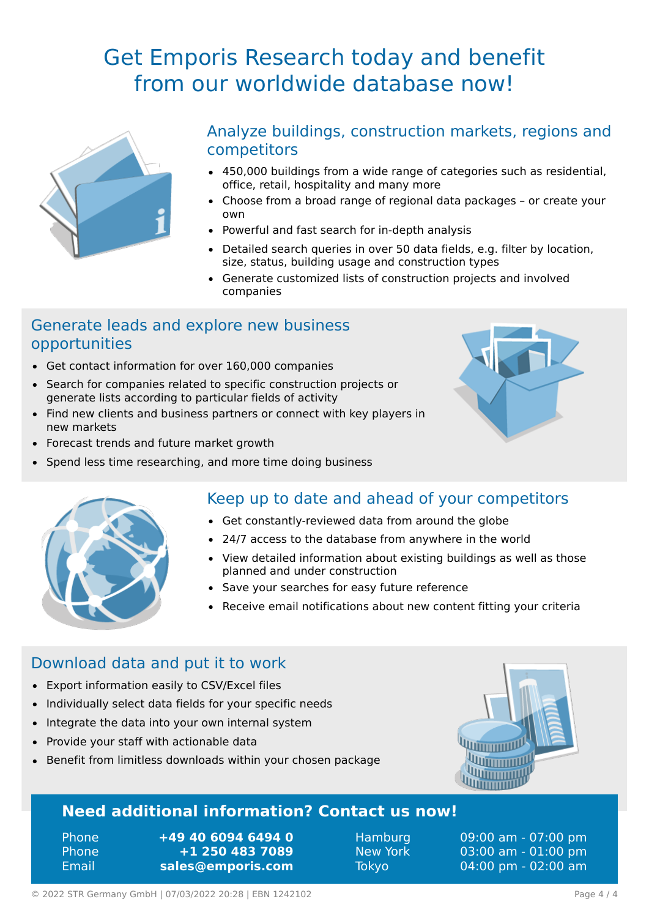# Get Emporis Research today and benefit from our worldwide database now!

## Analyze buildings, construction markets, regions and competitors

- 450,000 buildings from a wide range of categories such as residential, office, retail, hospitality and many more
- Choose from a broad range of regional data packages – or create your own
- Powerful and fast search for in-depth analysis
- Detailed search queries in over 50 data fields, e.g. filter by location, size, status, building usage and construction types
- Generate customized lists of construction projects and involved companies

## Generate leads and explore new business opportunities

- Get contact information for over 160,000 companies
- Search for companies related to specific construction projects or generate lists according to particular fields of activity
- Find new clients and business partners or connect with key players in new markets
- Forecast trends and future market growth
- Spend less time researching, and more time doing business

## Keep up to date and ahead of your competitors

- Get constantly-reviewed data from around the globe
- 24/7 access to the database from anywhere in the world
- View detailed information about existing buildings as well as those planned and under construction
- Save your searches for easy future reference
- Receive email notifications about new content fitting your criteria

## Download data and put it to work

- Export information easily to CSV/Excel files
- Individually select data fields for your specific needs
- Integrate the data into your own internal system
- Provide your staff with actionable data
- Benefit from limitless downloads within your chosen package

## Need additional information? Contact us now!

| | | | |
|---|---|---|---|
| Phone | **+49 40 6094 6494 0** | Hamburg | 09:00 am - 07:00 pm |
| Phone | **+1 250 483 7089** | New York | 03:00 am - 01:00 pm |
| Email | **sales@emporis.com** | Tokyo | 04:00 pm - 02:00 am |

© 2022 STR Germany GmbH | 07/03/2022 20:28 | EBN 1242102